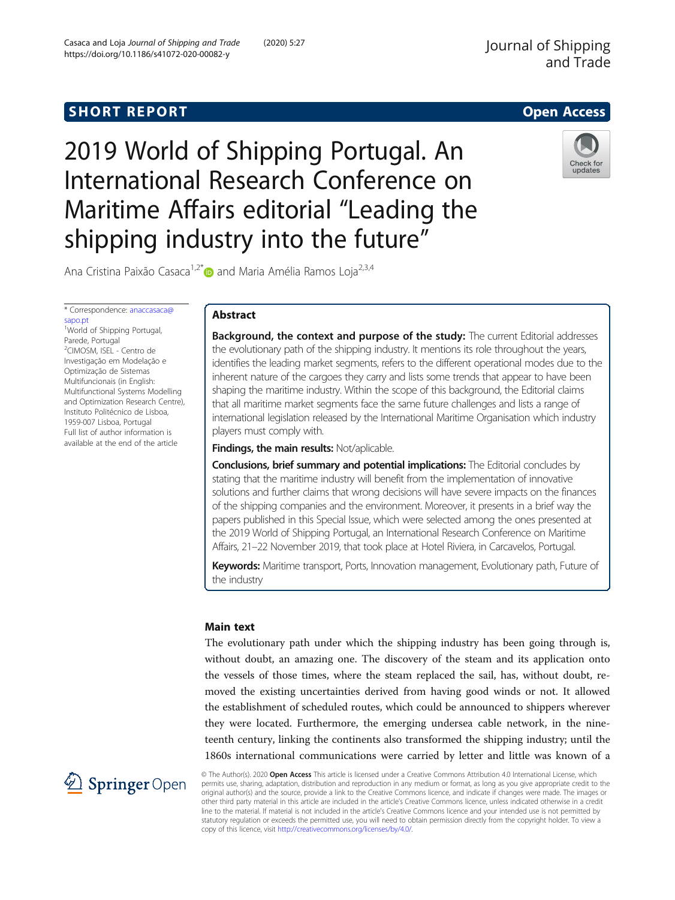SHORT REPORT

Open Access

# 2019 World of Shipping Portugal. An International Research Conference on Maritime Affairs editorial "Leading the shipping industry into the future"

Ana Cristina Paixão Casaca[1,2*] and Maria Amélia Ramos Loja[2,3,4]

\* Correspondence: anaccasaca@sapo.pt
[1]World of Shipping Portugal, Parede, Portugal
[2]CIMOSM, ISEL - Centro de Investigação em Modelação e Optimização de Sistemas Multifuncionais (in English: Multifunctional Systems Modelling and Optimization Research Centre), Instituto Politécnico de Lisboa, 1959-007 Lisboa, Portugal
Full list of author information is available at the end of the article

## Abstract

**Background, the context and purpose of the study:** The current Editorial addresses the evolutionary path of the shipping industry. It mentions its role throughout the years, identifies the leading market segments, refers to the different operational modes due to the inherent nature of the cargoes they carry and lists some trends that appear to have been shaping the maritime industry. Within the scope of this background, the Editorial claims that all maritime market segments face the same future challenges and lists a range of international legislation released by the International Maritime Organisation which industry players must comply with.

**Findings, the main results:** Not/aplicable.

**Conclusions, brief summary and potential implications:** The Editorial concludes by stating that the maritime industry will benefit from the implementation of innovative solutions and further claims that wrong decisions will have severe impacts on the finances of the shipping companies and the environment. Moreover, it presents in a brief way the papers published in this Special Issue, which were selected among the ones presented at the 2019 World of Shipping Portugal, an International Research Conference on Maritime Affairs, 21–22 November 2019, that took place at Hotel Riviera, in Carcavelos, Portugal.

**Keywords:** Maritime transport, Ports, Innovation management, Evolutionary path, Future of the industry

## Main text

The evolutionary path under which the shipping industry has been going through is, without doubt, an amazing one. The discovery of the steam and its application onto the vessels of those times, where the steam replaced the sail, has, without doubt, removed the existing uncertainties derived from having good winds or not. It allowed the establishment of scheduled routes, which could be announced to shippers wherever they were located. Furthermore, the emerging undersea cable network, in the nineteenth century, linking the continents also transformed the shipping industry; until the 1860s international communications were carried by letter and little was known of a

© The Author(s). 2020 **Open Access** This article is licensed under a Creative Commons Attribution 4.0 International License, which permits use, sharing, adaptation, distribution and reproduction in any medium or format, as long as you give appropriate credit to the original author(s) and the source, provide a link to the Creative Commons licence, and indicate if changes were made. The images or other third party material in this article are included in the article's Creative Commons licence, unless indicated otherwise in a credit line to the material. If material is not included in the article's Creative Commons licence and your intended use is not permitted by statutory regulation or exceeds the permitted use, you will need to obtain permission directly from the copyright holder. To view a copy of this licence, visit http://creativecommons.org/licenses/by/4.0/.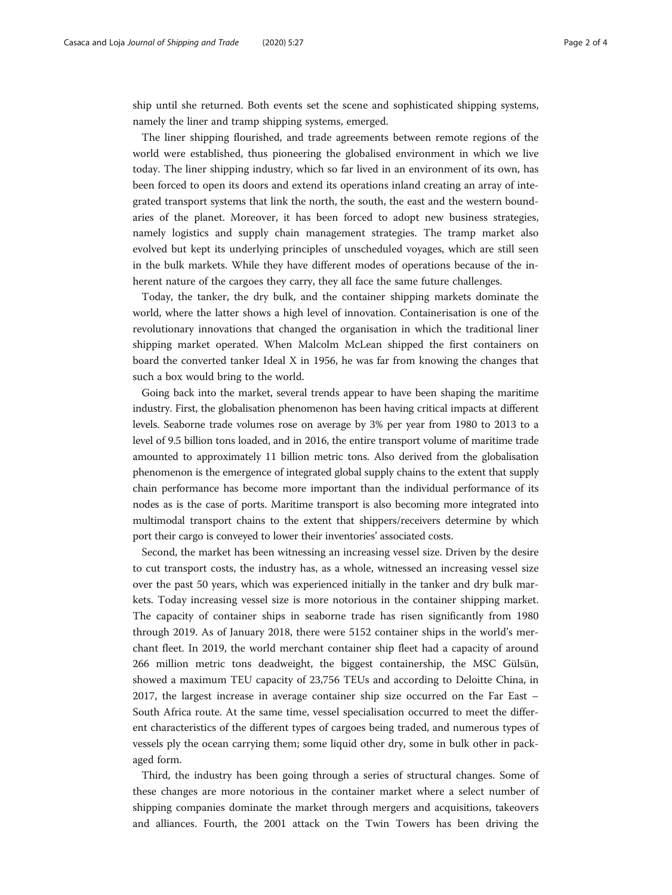ship until she returned. Both events set the scene and sophisticated shipping systems, namely the liner and tramp shipping systems, emerged.

The liner shipping flourished, and trade agreements between remote regions of the world were established, thus pioneering the globalised environment in which we live today. The liner shipping industry, which so far lived in an environment of its own, has been forced to open its doors and extend its operations inland creating an array of integrated transport systems that link the north, the south, the east and the western boundaries of the planet. Moreover, it has been forced to adopt new business strategies, namely logistics and supply chain management strategies. The tramp market also evolved but kept its underlying principles of unscheduled voyages, which are still seen in the bulk markets. While they have different modes of operations because of the inherent nature of the cargoes they carry, they all face the same future challenges.

Today, the tanker, the dry bulk, and the container shipping markets dominate the world, where the latter shows a high level of innovation. Containerisation is one of the revolutionary innovations that changed the organisation in which the traditional liner shipping market operated. When Malcolm McLean shipped the first containers on board the converted tanker Ideal X in 1956, he was far from knowing the changes that such a box would bring to the world.

Going back into the market, several trends appear to have been shaping the maritime industry. First, the globalisation phenomenon has been having critical impacts at different levels. Seaborne trade volumes rose on average by 3% per year from 1980 to 2013 to a level of 9.5 billion tons loaded, and in 2016, the entire transport volume of maritime trade amounted to approximately 11 billion metric tons. Also derived from the globalisation phenomenon is the emergence of integrated global supply chains to the extent that supply chain performance has become more important than the individual performance of its nodes as is the case of ports. Maritime transport is also becoming more integrated into multimodal transport chains to the extent that shippers/receivers determine by which port their cargo is conveyed to lower their inventories' associated costs.

Second, the market has been witnessing an increasing vessel size. Driven by the desire to cut transport costs, the industry has, as a whole, witnessed an increasing vessel size over the past 50 years, which was experienced initially in the tanker and dry bulk markets. Today increasing vessel size is more notorious in the container shipping market. The capacity of container ships in seaborne trade has risen significantly from 1980 through 2019. As of January 2018, there were 5152 container ships in the world's merchant fleet. In 2019, the world merchant container ship fleet had a capacity of around 266 million metric tons deadweight, the biggest containership, the MSC Gülsün, showed a maximum TEU capacity of 23,756 TEUs and according to Deloitte China, in 2017, the largest increase in average container ship size occurred on the Far East – South Africa route. At the same time, vessel specialisation occurred to meet the different characteristics of the different types of cargoes being traded, and numerous types of vessels ply the ocean carrying them; some liquid other dry, some in bulk other in packaged form.

Third, the industry has been going through a series of structural changes. Some of these changes are more notorious in the container market where a select number of shipping companies dominate the market through mergers and acquisitions, takeovers and alliances. Fourth, the 2001 attack on the Twin Towers has been driving the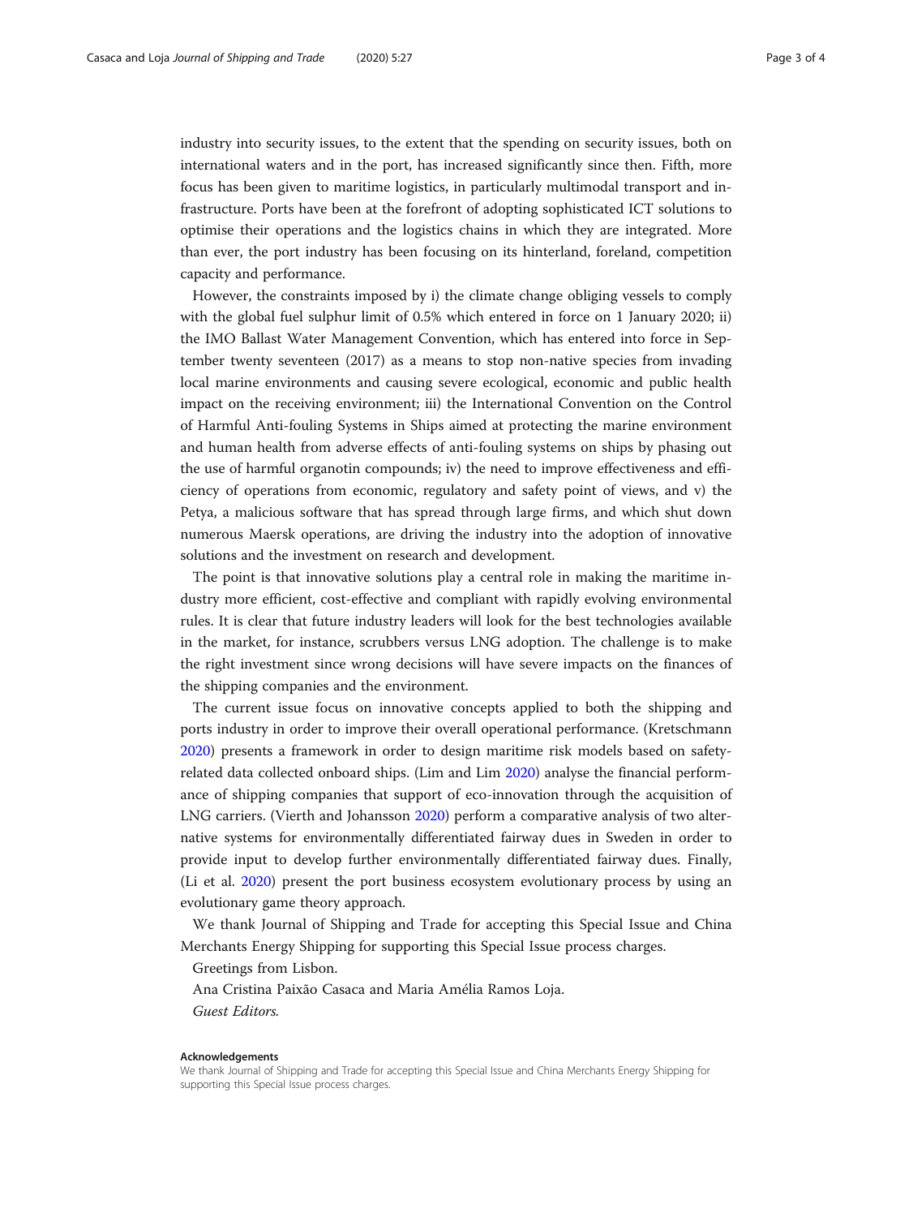industry into security issues, to the extent that the spending on security issues, both on international waters and in the port, has increased significantly since then. Fifth, more focus has been given to maritime logistics, in particularly multimodal transport and infrastructure. Ports have been at the forefront of adopting sophisticated ICT solutions to optimise their operations and the logistics chains in which they are integrated. More than ever, the port industry has been focusing on its hinterland, foreland, competition capacity and performance.

However, the constraints imposed by i) the climate change obliging vessels to comply with the global fuel sulphur limit of 0.5% which entered in force on 1 January 2020; ii) the IMO Ballast Water Management Convention, which has entered into force in September twenty seventeen (2017) as a means to stop non-native species from invading local marine environments and causing severe ecological, economic and public health impact on the receiving environment; iii) the International Convention on the Control of Harmful Anti-fouling Systems in Ships aimed at protecting the marine environment and human health from adverse effects of anti-fouling systems on ships by phasing out the use of harmful organotin compounds; iv) the need to improve effectiveness and efficiency of operations from economic, regulatory and safety point of views, and v) the Petya, a malicious software that has spread through large firms, and which shut down numerous Maersk operations, are driving the industry into the adoption of innovative solutions and the investment on research and development.

The point is that innovative solutions play a central role in making the maritime industry more efficient, cost-effective and compliant with rapidly evolving environmental rules. It is clear that future industry leaders will look for the best technologies available in the market, for instance, scrubbers versus LNG adoption. The challenge is to make the right investment since wrong decisions will have severe impacts on the finances of the shipping companies and the environment.

The current issue focus on innovative concepts applied to both the shipping and ports industry in order to improve their overall operational performance. (Kretschmann 2020) presents a framework in order to design maritime risk models based on safety-related data collected onboard ships. (Lim and Lim 2020) analyse the financial performance of shipping companies that support of eco-innovation through the acquisition of LNG carriers. (Vierth and Johansson 2020) perform a comparative analysis of two alternative systems for environmentally differentiated fairway dues in Sweden in order to provide input to develop further environmentally differentiated fairway dues. Finally, (Li et al. 2020) present the port business ecosystem evolutionary process by using an evolutionary game theory approach.

We thank Journal of Shipping and Trade for accepting this Special Issue and China Merchants Energy Shipping for supporting this Special Issue process charges.

Greetings from Lisbon.

Ana Cristina Paixão Casaca and Maria Amélia Ramos Loja.

*Guest Editors.*

#### Acknowledgements

We thank Journal of Shipping and Trade for accepting this Special Issue and China Merchants Energy Shipping for supporting this Special Issue process charges.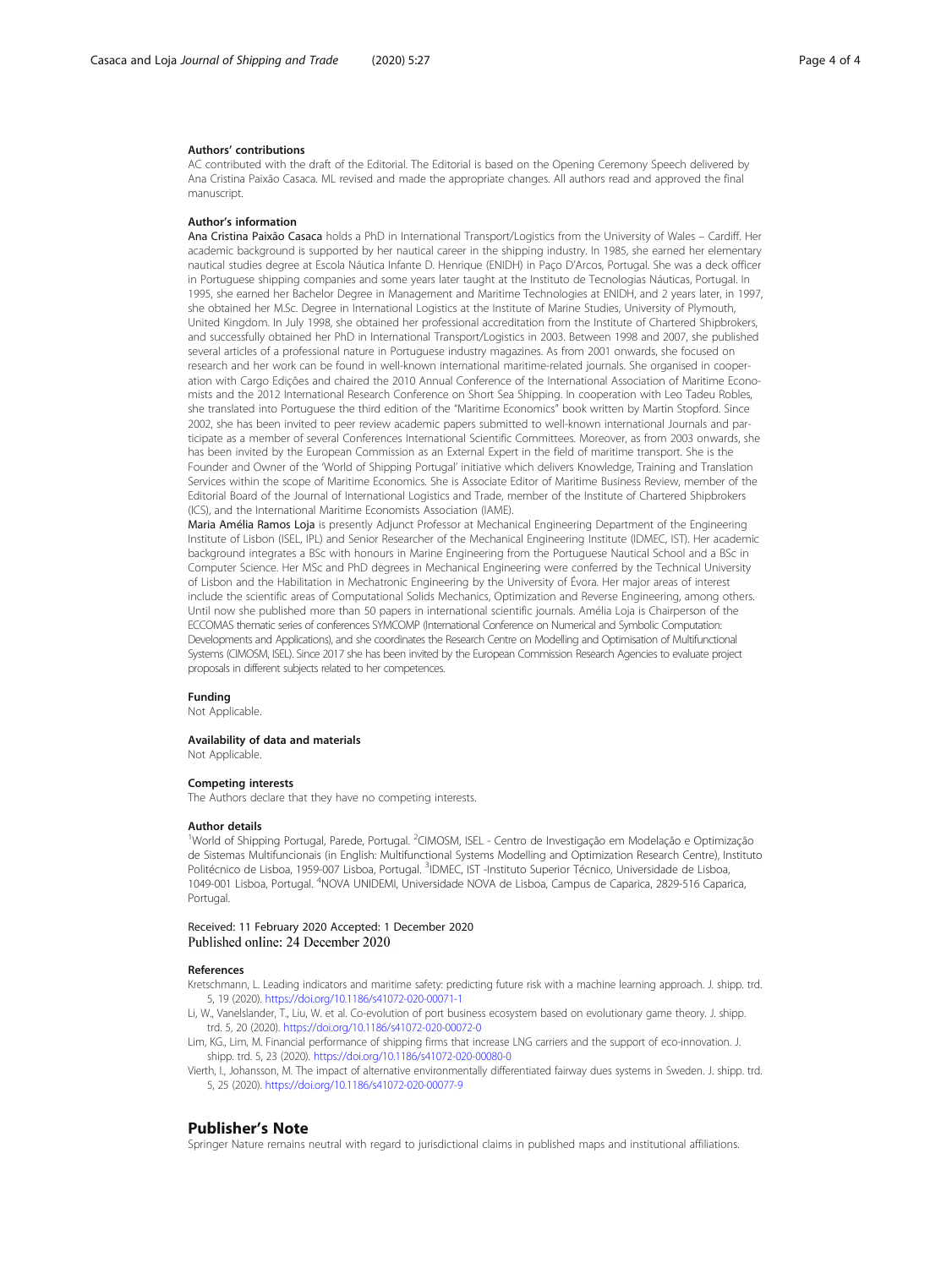### Authors' contributions

AC contributed with the draft of the Editorial. The Editorial is based on the Opening Ceremony Speech delivered by Ana Cristina Paixão Casaca. ML revised and made the appropriate changes. All authors read and approved the final manuscript.

### Author's information

**Ana Cristina Paixão Casaca** holds a PhD in International Transport/Logistics from the University of Wales – Cardiff. Her academic background is supported by her nautical career in the shipping industry. In 1985, she earned her elementary nautical studies degree at Escola Náutica Infante D. Henrique (ENIDH) in Paço D'Arcos, Portugal. She was a deck officer in Portuguese shipping companies and some years later taught at the Instituto de Tecnologias Náuticas, Portugal. In 1995, she earned her Bachelor Degree in Management and Maritime Technologies at ENIDH, and 2 years later, in 1997, she obtained her M.Sc. Degree in International Logistics at the Institute of Marine Studies, University of Plymouth, United Kingdom. In July 1998, she obtained her professional accreditation from the Institute of Chartered Shipbrokers, and successfully obtained her PhD in International Transport/Logistics in 2003. Between 1998 and 2007, she published several articles of a professional nature in Portuguese industry magazines. As from 2001 onwards, she focused on research and her work can be found in well-known international maritime-related journals. She organised in cooperation with Cargo Edições and chaired the 2010 Annual Conference of the International Association of Maritime Economists and the 2012 International Research Conference on Short Sea Shipping. In cooperation with Leo Tadeu Robles, she translated into Portuguese the third edition of the "Maritime Economics" book written by Martin Stopford. Since 2002, she has been invited to peer review academic papers submitted to well-known international Journals and participate as a member of several Conferences International Scientific Committees. Moreover, as from 2003 onwards, she has been invited by the European Commission as an External Expert in the field of maritime transport. She is the Founder and Owner of the 'World of Shipping Portugal' initiative which delivers Knowledge, Training and Translation Services within the scope of Maritime Economics. She is Associate Editor of Maritime Business Review, member of the Editorial Board of the Journal of International Logistics and Trade, member of the Institute of Chartered Shipbrokers (ICS), and the International Maritime Economists Association (IAME).

**Maria Amélia Ramos Loja** is presently Adjunct Professor at Mechanical Engineering Department of the Engineering Institute of Lisbon (ISEL, IPL) and Senior Researcher of the Mechanical Engineering Institute (IDMEC, IST). Her academic background integrates a BSc with honours in Marine Engineering from the Portuguese Nautical School and a BSc in Computer Science. Her MSc and PhD degrees in Mechanical Engineering were conferred by the Technical University of Lisbon and the Habilitation in Mechatronic Engineering by the University of Évora. Her major areas of interest include the scientific areas of Computational Solids Mechanics, Optimization and Reverse Engineering, among others. Until now she published more than 50 papers in international scientific journals. Amélia Loja is Chairperson of the ECCOMAS thematic series of conferences SYMCOMP (International Conference on Numerical and Symbolic Computation: Developments and Applications), and she coordinates the Research Centre on Modelling and Optimisation of Multifunctional Systems (CIMOSM, ISEL). Since 2017 she has been invited by the European Commission Research Agencies to evaluate project proposals in different subjects related to her competences.

### Funding

Not Applicable.

### Availability of data and materials

Not Applicable.

### Competing interests

The Authors declare that they have no competing interests.

### Author details

[1]World of Shipping Portugal, Parede, Portugal. [2]CIMOSM, ISEL - Centro de Investigação em Modelação e Optimização de Sistemas Multifuncionais (in English: Multifunctional Systems Modelling and Optimization Research Centre), Instituto Politécnico de Lisboa, 1959-007 Lisboa, Portugal. [3]IDMEC, IST -Instituto Superior Técnico, Universidade de Lisboa, 1049-001 Lisboa, Portugal. [4]NOVA UNIDEMI, Universidade NOVA de Lisboa, Campus de Caparica, 2829-516 Caparica, Portugal.

Received: 11 February 2020 Accepted: 1 December 2020
Published online: 24 December 2020

### References

Kretschmann, L. Leading indicators and maritime safety: predicting future risk with a machine learning approach. J. shipp. trd. 5, 19 (2020). https://doi.org/10.1186/s41072-020-00071-1

Li, W., Vanelslander, T., Liu, W. et al. Co-evolution of port business ecosystem based on evolutionary game theory. J. shipp. trd. 5, 20 (2020). https://doi.org/10.1186/s41072-020-00072-0

Lim, KG., Lim, M. Financial performance of shipping firms that increase LNG carriers and the support of eco-innovation. J. shipp. trd. 5, 23 (2020). https://doi.org/10.1186/s41072-020-00080-0

Vierth, I., Johansson, M. The impact of alternative environmentally differentiated fairway dues systems in Sweden. J. shipp. trd. 5, 25 (2020). https://doi.org/10.1186/s41072-020-00077-9

## Publisher's Note

Springer Nature remains neutral with regard to jurisdictional claims in published maps and institutional affiliations.